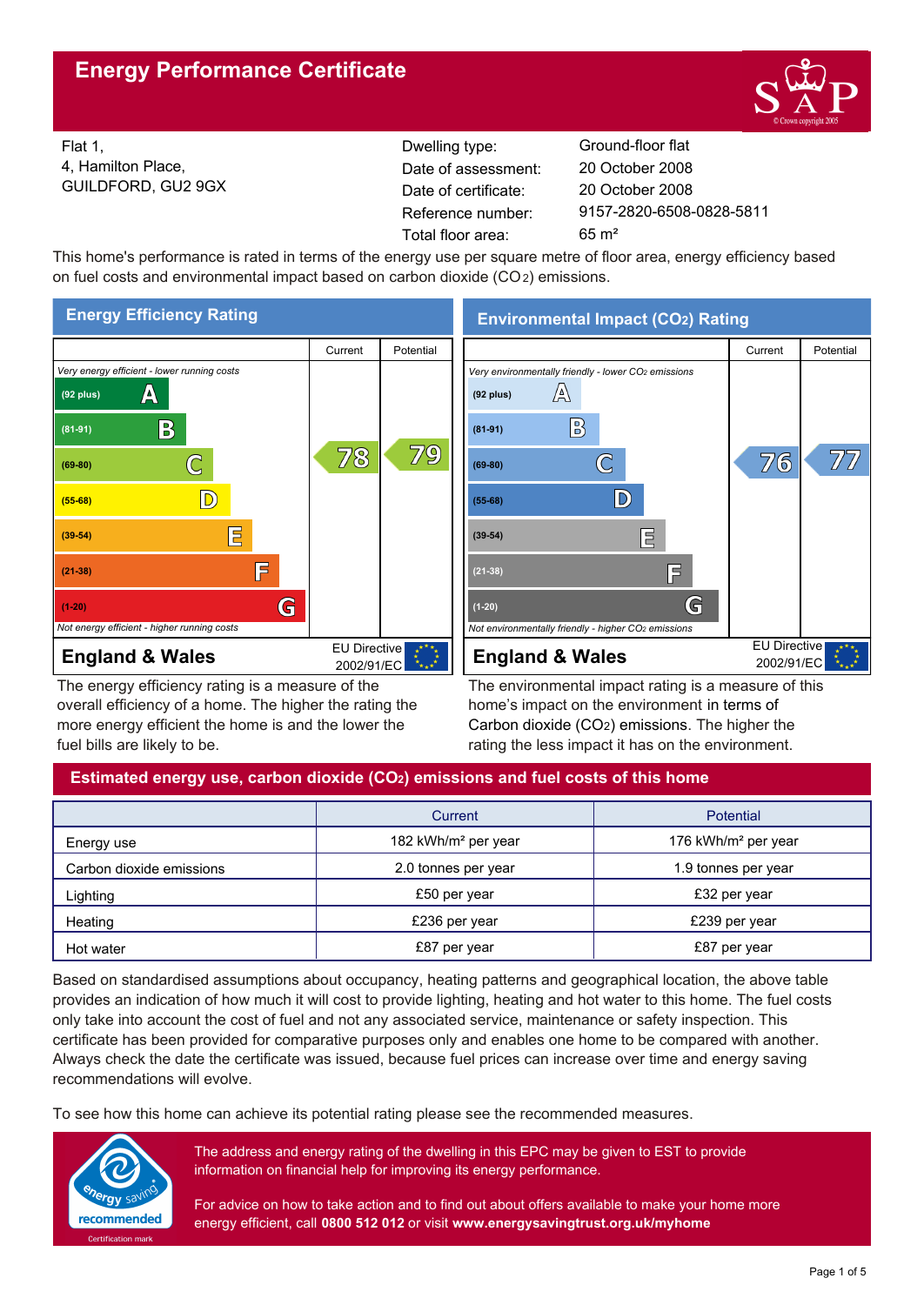# Energy Performance Certificate

Flat 1,
4, Hamilton Place,
GUILDFORD, GU2 9GX

| | |
|---|---|
| Dwelling type: | Ground-floor flat |
| Date of assessment: | 20 October 2008 |
| Date of certificate: | 20 October 2008 |
| Reference number: | 9157-2820-6508-0828-5811 |
| Total floor area: | 65 m² |

This home's performance is rated in terms of the energy use per square metre of floor area, energy efficiency based on fuel costs and environmental impact based on carbon dioxide ($CO_2$) emissions.

## Energy Efficiency Rating

| | Current | Potential |
|---|---|---|
| *Very energy efficient - lower running costs* | | |
| (92 plus) A | | |
| (81-91) B | | |
| (69-80) C | 78 | 79 |
| (55-68) D | | |
| (39-54) E | | |
| (21-38) F | | |
| (1-20) G | | |
| *Not energy efficient - higher running costs* | | |

**England & Wales** — EU Directive 2002/91/EC

The energy efficiency rating is a measure of the overall efficiency of a home. The higher the rating the more energy efficient the home is and the lower the fuel bills are likely to be.

## Environmental Impact ($CO_2$) Rating

| | Current | Potential |
|---|---|---|
| *Very environmentally friendly - lower $CO_2$ emissions* | | |
| (92 plus) A | | |
| (81-91) B | | |
| (69-80) C | 76 | 77 |
| (55-68) D | | |
| (39-54) E | | |
| (21-38) F | | |
| (1-20) G | | |
| *Not environmentally friendly - higher $CO_2$ emissions* | | |

**England & Wales** — EU Directive 2002/91/EC

The environmental impact rating is a measure of this home's impact on the environment in terms of Carbon dioxide ($CO_2$) emissions. The higher the rating the less impact it has on the environment.

## Estimated energy use, carbon dioxide ($CO_2$) emissions and fuel costs of this home

| | Current | Potential |
|---|---|---|
| Energy use | 182 kWh/m² per year | 176 kWh/m² per year |
| Carbon dioxide emissions | 2.0 tonnes per year | 1.9 tonnes per year |
| Lighting | £50 per year | £32 per year |
| Heating | £236 per year | £239 per year |
| Hot water | £87 per year | £87 per year |

Based on standardised assumptions about occupancy, heating patterns and geographical location, the above table provides an indication of how much it will cost to provide lighting, heating and hot water to this home. The fuel costs only take into account the cost of fuel and not any associated service, maintenance or safety inspection. This certificate has been provided for comparative purposes only and enables one home to be compared with another. Always check the date the certificate was issued, because fuel prices can increase over time and energy saving recommendations will evolve.

To see how this home can achieve its potential rating please see the recommended measures.

The address and energy rating of the dwelling in this EPC may be given to EST to provide information on financial help for improving its energy performance.

For advice on how to take action and to find out about offers available to make your home more energy efficient, call **0800 512 012** or visit **www.energysavingtrust.org.uk/myhome**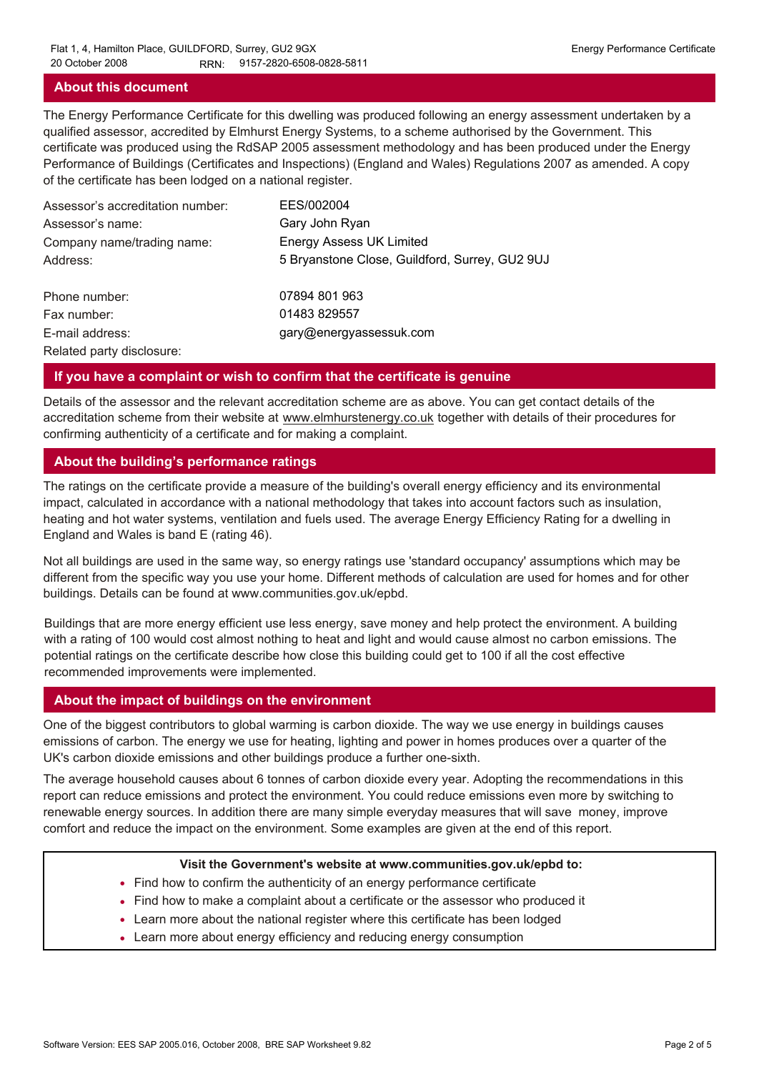## About this document

The Energy Performance Certificate for this dwelling was produced following an energy assessment undertaken by a qualified assessor, accredited by Elmhurst Energy Systems, to a scheme authorised by the Government. This certificate was produced using the RdSAP 2005 assessment methodology and has been produced under the Energy Performance of Buildings (Certificates and Inspections) (England and Wales) Regulations 2007 as amended. A copy of the certificate has been lodged on a national register.

| | |
|---|---|
| Assessor's accreditation number: | EES/002004 |
| Assessor's name: | Gary John Ryan |
| Company name/trading name: | Energy Assess UK Limited |
| Address: | 5 Bryanstone Close, Guildford, Surrey, GU2 9UJ |
| Phone number: | 07894 801 963 |
| Fax number: | 01483 829557 |
| E-mail address: | gary@energyassessuk.com |
| Related party disclosure: | |

## If you have a complaint or wish to confirm that the certificate is genuine

Details of the assessor and the relevant accreditation scheme are as above. You can get contact details of the accreditation scheme from their website at www.elmhurstenergy.co.uk together with details of their procedures for confirming authenticity of a certificate and for making a complaint.

## About the building's performance ratings

The ratings on the certificate provide a measure of the building's overall energy efficiency and its environmental impact, calculated in accordance with a national methodology that takes into account factors such as insulation, heating and hot water systems, ventilation and fuels used. The average Energy Efficiency Rating for a dwelling in England and Wales is band E (rating 46).

Not all buildings are used in the same way, so energy ratings use 'standard occupancy' assumptions which may be different from the specific way you use your home. Different methods of calculation are used for homes and for other buildings. Details can be found at www.communities.gov.uk/epbd.

Buildings that are more energy efficient use less energy, save money and help protect the environment. A building with a rating of 100 would cost almost nothing to heat and light and would cause almost no carbon emissions. The potential ratings on the certificate describe how close this building could get to 100 if all the cost effective recommended improvements were implemented.

## About the impact of buildings on the environment

One of the biggest contributors to global warming is carbon dioxide. The way we use energy in buildings causes emissions of carbon. The energy we use for heating, lighting and power in homes produces over a quarter of the UK's carbon dioxide emissions and other buildings produce a further one-sixth.

The average household causes about 6 tonnes of carbon dioxide every year. Adopting the recommendations in this report can reduce emissions and protect the environment. You could reduce emissions even more by switching to renewable energy sources. In addition there are many simple everyday measures that will save money, improve comfort and reduce the impact on the environment. Some examples are given at the end of this report.

**Visit the Government's website at www.communities.gov.uk/epbd to:**

- Find how to confirm the authenticity of an energy performance certificate
- Find how to make a complaint about a certificate or the assessor who produced it
- Learn more about the national register where this certificate has been lodged
- Learn more about energy efficiency and reducing energy consumption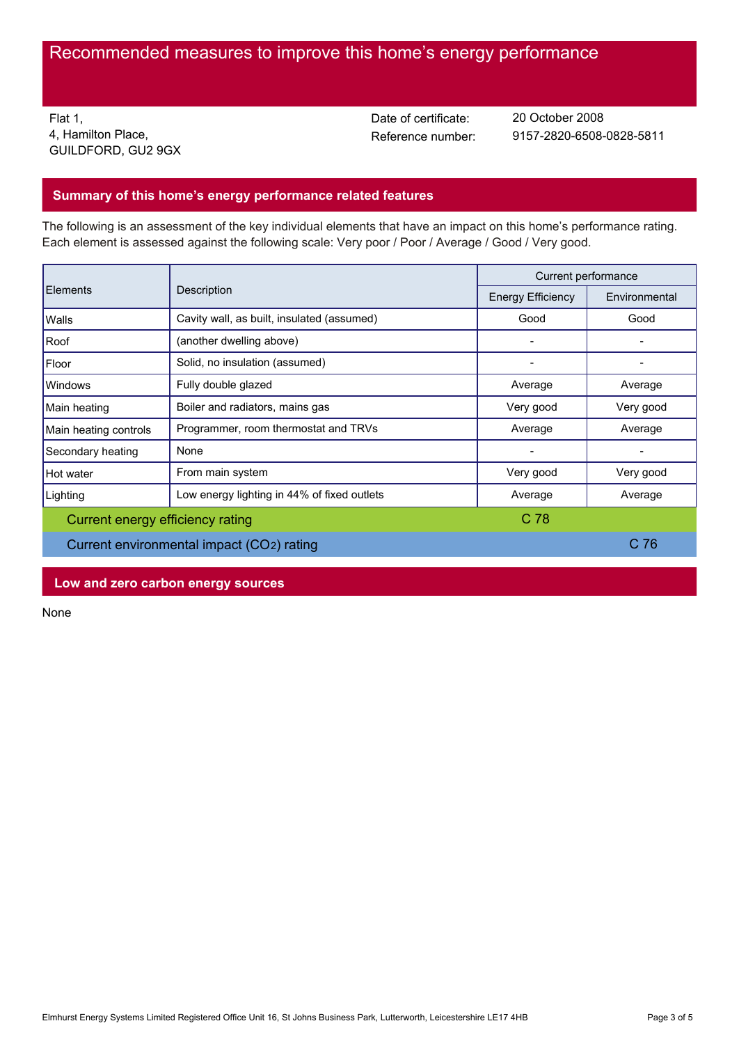# Recommended measures to improve this home's energy performance

Flat 1,
4, Hamilton Place,
GUILDFORD, GU2 9GX

Date of certificate: 20 October 2008
Reference number: 9157-2820-6508-0828-5811

## Summary of this home's energy performance related features

The following is an assessment of the key individual elements that have an impact on this home's performance rating. Each element is assessed against the following scale: Very poor / Poor / Average / Good / Very good.

| Elements | Description | Current performance | |
|---|---|---|---|
| | | Energy Efficiency | Environmental |
| Walls | Cavity wall, as built, insulated (assumed) | Good | Good |
| Roof | (another dwelling above) | - | - |
| Floor | Solid, no insulation (assumed) | - | - |
| Windows | Fully double glazed | Average | Average |
| Main heating | Boiler and radiators, mains gas | Very good | Very good |
| Main heating controls | Programmer, room thermostat and TRVs | Average | Average |
| Secondary heating | None | - | - |
| Hot water | From main system | Very good | Very good |
| Lighting | Low energy lighting in 44% of fixed outlets | Average | Average |
| Current energy efficiency rating | | C 78 | |
| Current environmental impact ($CO_2$) rating | | | C 76 |

## Low and zero carbon energy sources

None

Elmhurst Energy Systems Limited Registered Office Unit 16, St Johns Business Park, Lutterworth, Leicestershire LE17 4HB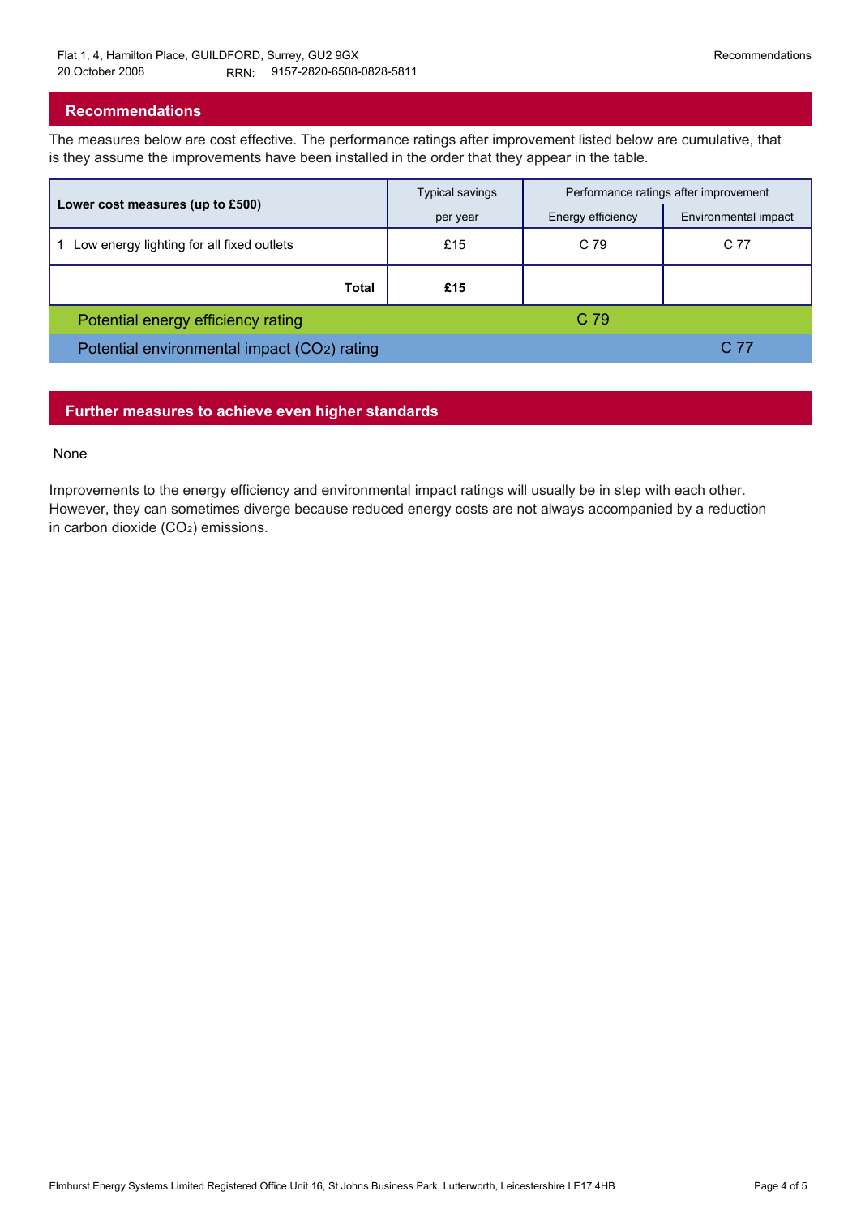Flat 1, 4, Hamilton Place, GUILDFORD, Surrey, GU2 9GX
20 October 2008 RRN: 9157-2820-6508-0828-5811

## Recommendations

The measures below are cost effective. The performance ratings after improvement listed below are cumulative, that is they assume the improvements have been installed in the order that they appear in the table.

| Lower cost measures (up to £500) | Typical savings per year | Performance ratings after improvement | |
|---|---|---|---|
| | | Energy efficiency | Environmental impact |
| 1 Low energy lighting for all fixed outlets | £15 | C 79 | C 77 |
| **Total** | **£15** | | |
| Potential energy efficiency rating | | C 79 | |
| Potential environmental impact ($CO_2$) rating | | | C 77 |

## Further measures to achieve even higher standards

None

Improvements to the energy efficiency and environmental impact ratings will usually be in step with each other. However, they can sometimes diverge because reduced energy costs are not always accompanied by a reduction in carbon dioxide ($CO_2$) emissions.

Elmhurst Energy Systems Limited Registered Office Unit 16, St Johns Business Park, Lutterworth, Leicestershire LE17 4HB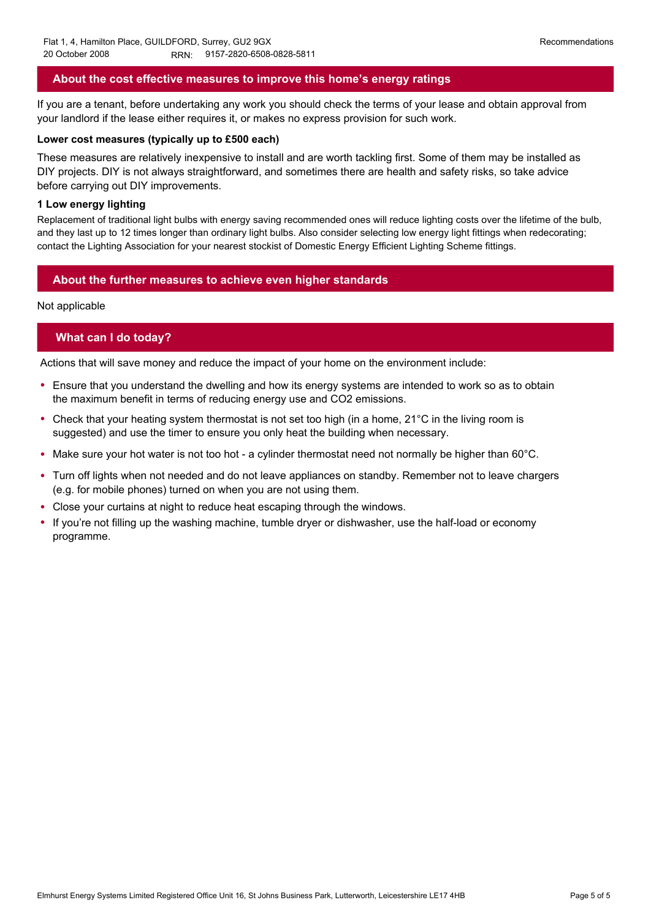## About the cost effective measures to improve this home's energy ratings

If you are a tenant, before undertaking any work you should check the terms of your lease and obtain approval from your landlord if the lease either requires it, or makes no express provision for such work.

**Lower cost measures (typically up to £500 each)**

These measures are relatively inexpensive to install and are worth tackling first. Some of them may be installed as DIY projects. DIY is not always straightforward, and sometimes there are health and safety risks, so take advice before carrying out DIY improvements.

**1 Low energy lighting**

Replacement of traditional light bulbs with energy saving recommended ones will reduce lighting costs over the lifetime of the bulb, and they last up to 12 times longer than ordinary light bulbs. Also consider selecting low energy light fittings when redecorating; contact the Lighting Association for your nearest stockist of Domestic Energy Efficient Lighting Scheme fittings.

## About the further measures to achieve even higher standards

Not applicable

## What can I do today?

Actions that will save money and reduce the impact of your home on the environment include:

- Ensure that you understand the dwelling and how its energy systems are intended to work so as to obtain the maximum benefit in terms of reducing energy use and $CO_2$ emissions.
- Check that your heating system thermostat is not set too high (in a home, 21°C in the living room is suggested) and use the timer to ensure you only heat the building when necessary.
- Make sure your hot water is not too hot - a cylinder thermostat need not normally be higher than 60°C.
- Turn off lights when not needed and do not leave appliances on standby. Remember not to leave chargers (e.g. for mobile phones) turned on when you are not using them.
- Close your curtains at night to reduce heat escaping through the windows.
- If you're not filling up the washing machine, tumble dryer or dishwasher, use the half-load or economy programme.